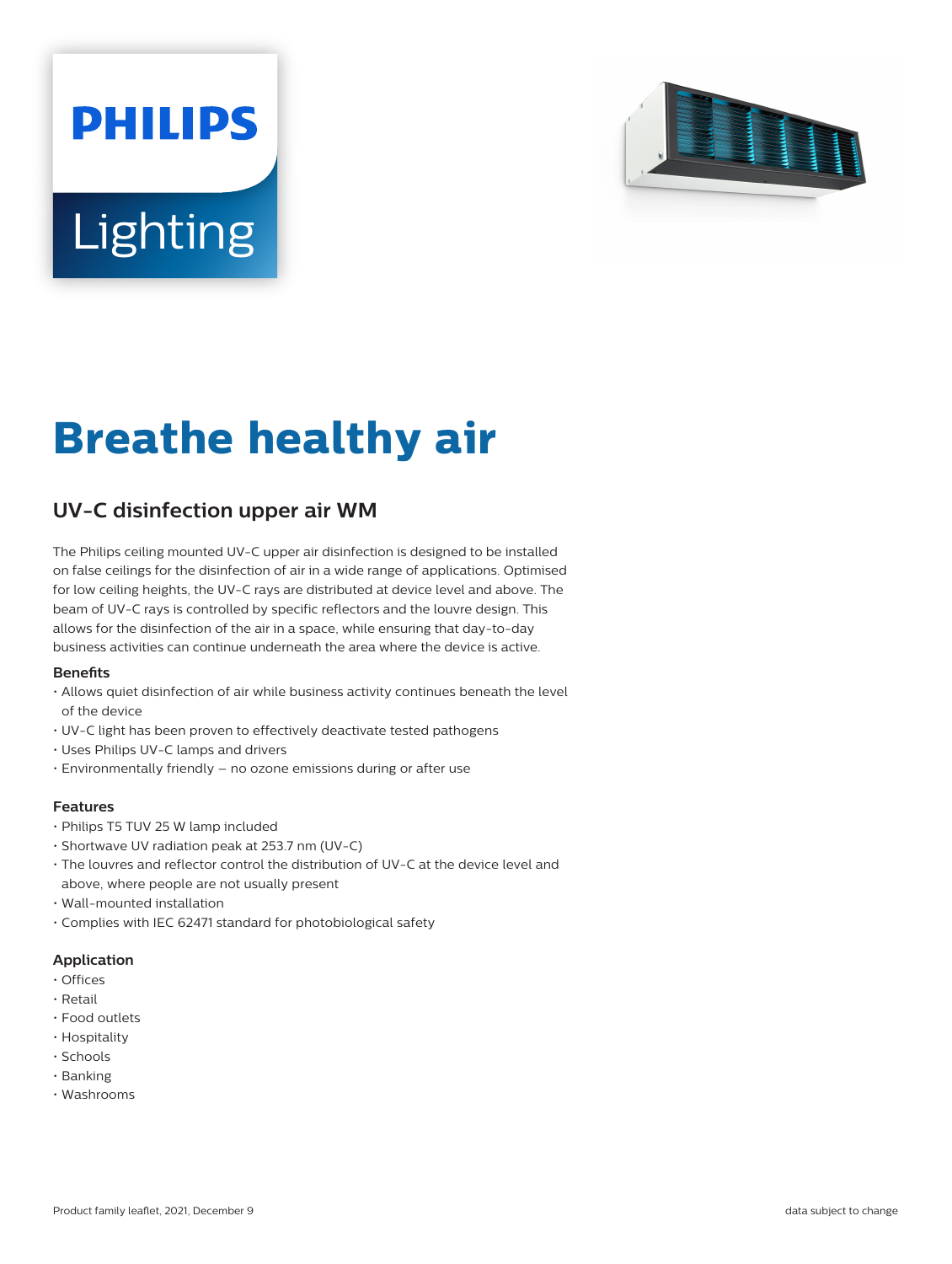PHILIPS

Lighting

# Breathe healthy air

## UV-C disinfection upper air WM

The Philips ceiling mounted UV-C upper air disinfection is designed to be installed on false ceilings for the disinfection of air in a wide range of applications. Optimised for low ceiling heights, the UV-C rays are distributed at device level and above. The beam of UV-C rays is controlled by specific reflectors and the louvre design. This allows for the disinfection of the air in a space, while ensuring that day-to-day business activities can continue underneath the area where the device is active.

#### Benefits

- Allows quiet disinfection of air while business activity continues beneath the level of the device
- UV-C light has been proven to effectively deactivate tested pathogens
- Uses Philips UV-C lamps and drivers
- Environmentally friendly – no ozone emissions during or after use

#### Features

- Philips T5 TUV 25 W lamp included
- Shortwave UV radiation peak at 253.7 nm (UV-C)
- The louvres and reflector control the distribution of UV-C at the device level and above, where people are not usually present
- Wall-mounted installation
- Complies with IEC 62471 standard for photobiological safety

#### Application

- Offices
- Retail
- Food outlets
- Hospitality
- Schools
- Banking
- Washrooms

Product family leaflet, 2021, December 9

data subject to change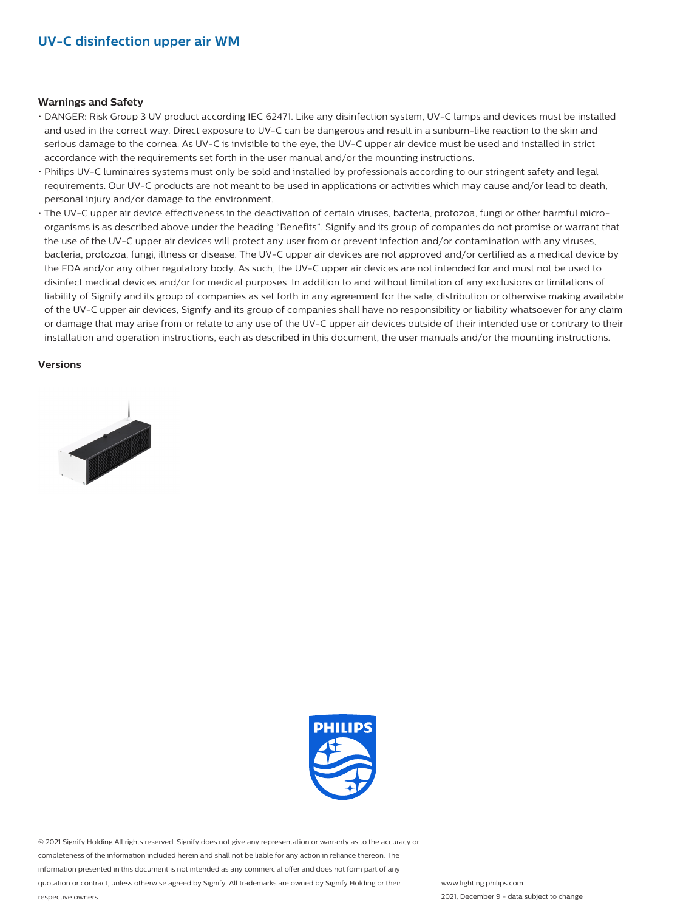# UV-C disinfection upper air WM

## Warnings and Safety

- DANGER: Risk Group 3 UV product according IEC 62471. Like any disinfection system, UV-C lamps and devices must be installed and used in the correct way. Direct exposure to UV-C can be dangerous and result in a sunburn-like reaction to the skin and serious damage to the cornea. As UV-C is invisible to the eye, the UV-C upper air device must be used and installed in strict accordance with the requirements set forth in the user manual and/or the mounting instructions.
- Philips UV-C luminaires systems must only be sold and installed by professionals according to our stringent safety and legal requirements. Our UV-C products are not meant to be used in applications or activities which may cause and/or lead to death, personal injury and/or damage to the environment.
- The UV-C upper air device effectiveness in the deactivation of certain viruses, bacteria, protozoa, fungi or other harmful micro-organisms is as described above under the heading "Benefits". Signify and its group of companies do not promise or warrant that the use of the UV-C upper air devices will protect any user from or prevent infection and/or contamination with any viruses, bacteria, protozoa, fungi, illness or disease. The UV-C upper air devices are not approved and/or certified as a medical device by the FDA and/or any other regulatory body. As such, the UV-C upper air devices are not intended for and must not be used to disinfect medical devices and/or for medical purposes. In addition to and without limitation of any exclusions or limitations of liability of Signify and its group of companies as set forth in any agreement for the sale, distribution or otherwise making available of the UV-C upper air devices, Signify and its group of companies shall have no responsibility or liability whatsoever for any claim or damage that may arise from or relate to any use of the UV-C upper air devices outside of their intended use or contrary to their installation and operation instructions, each as described in this document, the user manuals and/or the mounting instructions.

## Versions

© 2021 Signify Holding All rights reserved. Signify does not give any representation or warranty as to the accuracy or completeness of the information included herein and shall not be liable for any action in reliance thereon. The information presented in this document is not intended as any commercial offer and does not form part of any quotation or contract, unless otherwise agreed by Signify. All trademarks are owned by Signify Holding or their respective owners.

www.lighting.philips.com

2021, December 9 - data subject to change